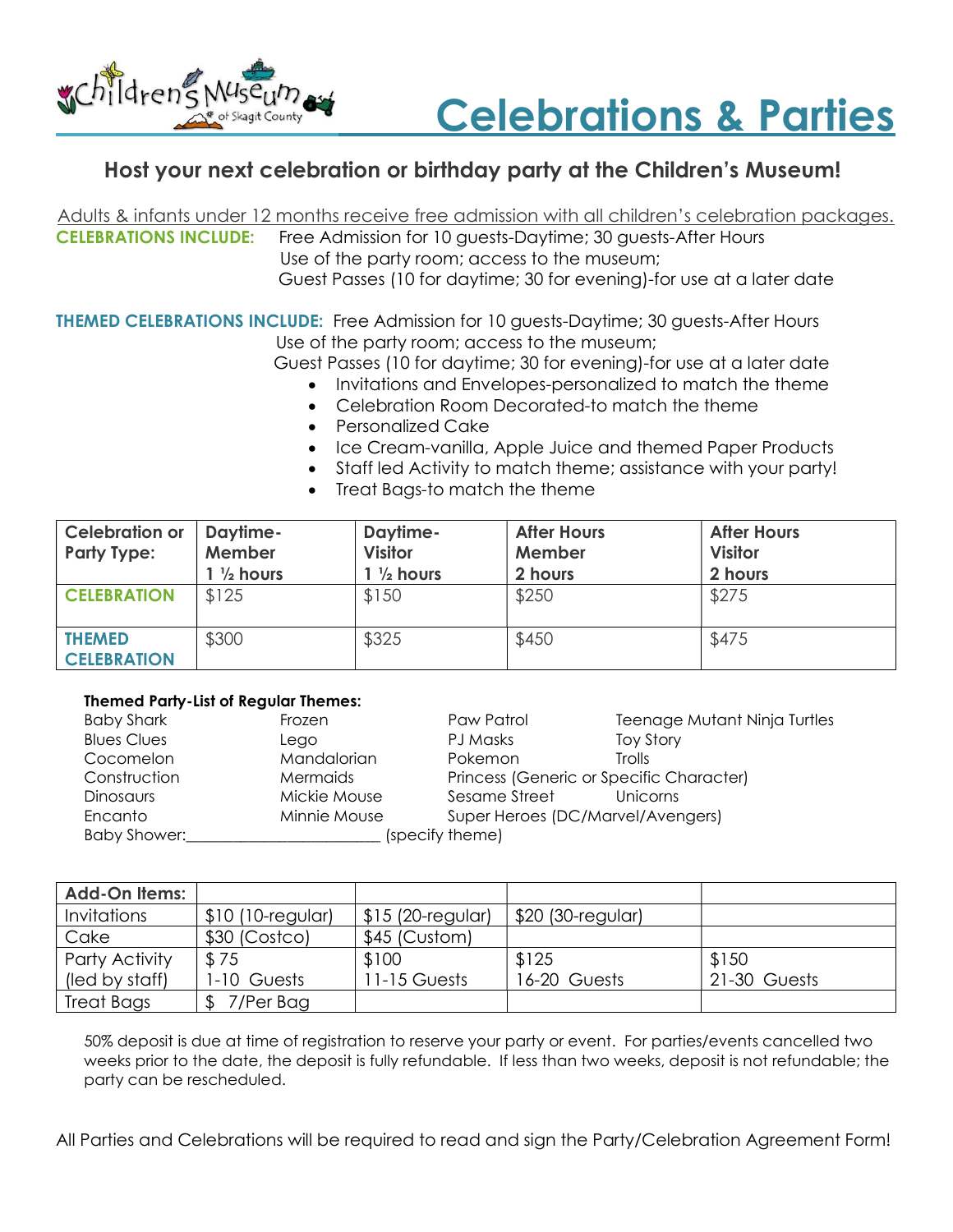# Celebrations & Parties

Children's Museum of Skagit County

## Host your next celebration or birthday party at the Children's Museum!

Adults & infants under 12 months receive free admission with all children's celebration packages.

**CELEBRATIONS INCLUDE:** Free Admission for 10 guests-Daytime; 30 guests-After Hours
Use of the party room; access to the museum;
Guest Passes (10 for daytime; 30 for evening)-for use at a later date

**THEMED CELEBRATIONS INCLUDE:** Free Admission for 10 guests-Daytime; 30 guests-After Hours
Use of the party room; access to the museum;
Guest Passes (10 for daytime; 30 for evening)-for use at a later date

- Invitations and Envelopes-personalized to match the theme
- Celebration Room Decorated-to match the theme
- Personalized Cake
- Ice Cream-vanilla, Apple Juice and themed Paper Products
- Staff led Activity to match theme; assistance with your party!
- Treat Bags-to match the theme

| Celebration or Party Type: | Daytime-Member 1 ½ hours | Daytime-Visitor 1 ½ hours | After Hours Member 2 hours | After Hours Visitor 2 hours |
|---|---|---|---|---|
| **CELEBRATION** | $125 | $150 | $250 | $275 |
| **THEMED CELEBRATION** | $300 | $325 | $450 | $475 |

**Themed Party-List of Regular Themes:**

| | | | |
|---|---|---|---|
| Baby Shark | Frozen | Paw Patrol | Teenage Mutant Ninja Turtles |
| Blues Clues | Lego | PJ Masks | Toy Story |
| Cocomelon | Mandalorian | Pokemon | Trolls |
| Construction | Mermaids | Princess (Generic or Specific Character) | |
| Dinosaurs | Mickie Mouse | Sesame Street | Unicorns |
| Encanto | Minnie Mouse | Super Heroes (DC/Marvel/Avengers) | |

Baby Shower:________________________ (specify theme)

| Add-On Items: | | | | |
|---|---|---|---|---|
| Invitations | $10 (10-regular) | $15 (20-regular) | $20 (30-regular) | |
| Cake | $30 (Costco) | $45 (Custom) | | |
| Party Activity (led by staff) | $75 1-10 Guests | $100 11-15 Guests | $125 16-20 Guests | $150 21-30 Guests |
| Treat Bags | $ 7/Per Bag | | | |

50% deposit is due at time of registration to reserve your party or event. For parties/events cancelled two weeks prior to the date, the deposit is fully refundable. If less than two weeks, deposit is not refundable; the party can be rescheduled.

All Parties and Celebrations will be required to read and sign the Party/Celebration Agreement Form!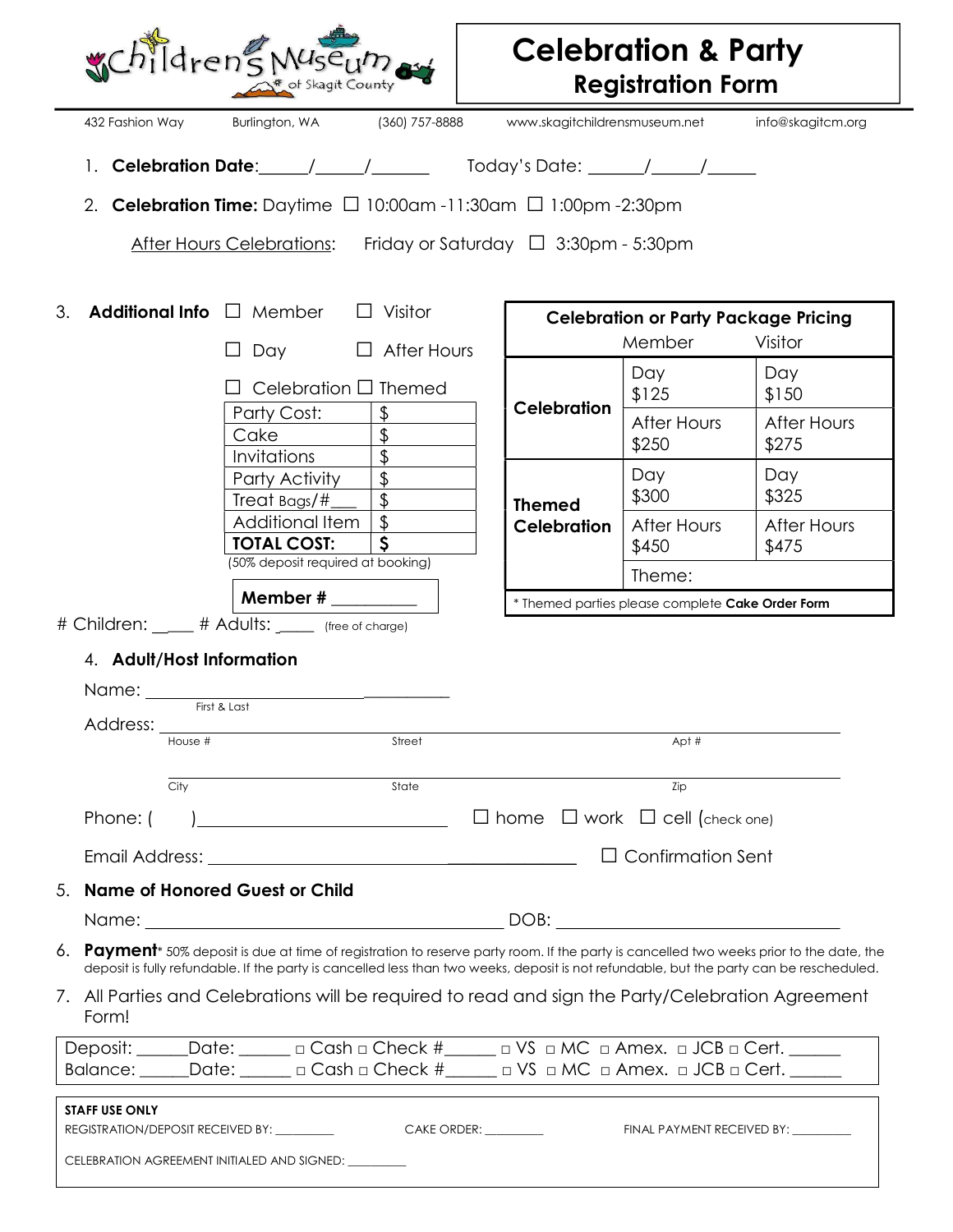# Celebration & Party Registration Form

432 Fashion Way | Burlington, WA | (360) 757-8888 | www.skagitchildrensmuseum.net | info@skagitcm.org

1. **Celebration Date**:\_\_\_\_\_\_/\_\_\_\_\_\_/\_\_\_\_\_\_\_ Today's Date: \_\_\_\_\_\_\_/\_\_\_\_\_\_/\_\_\_\_\_\_

2. **Celebration Time:** Daytime ☐ 10:00am -11:30am ☐ 1:00pm -2:30pm

   After Hours Celebrations: Friday or Saturday ☐ 3:30pm - 5:30pm

3. **Additional Info** ☐ Member ☐ Visitor

   ☐ Day ☐ After Hours

   ☐ Celebration ☐ Themed

| Party Cost: | $ |
|---|---|
| Cake | $ |
| Invitations | $ |
| Party Activity | $ |
| Treat Bags/#\_\_\_ | $ |
| Additional Item | $ |
| **TOTAL COST:** | **$** |

(50% deposit required at booking)

**Member #** \_\_\_\_\_\_\_\_\_\_

| Celebration or Party Package Pricing | Member | Visitor |
|---|---|---|
| **Celebration** | Day $125 | Day $150 |
| | After Hours $250 | After Hours $275 |
| **Themed Celebration** | Day $300 | Day $325 |
| | After Hours $450 | After Hours $475 |
| | Theme: | |

\* Themed parties please complete **Cake Order Form**

\# Children: \_\_\_\_ # Adults: \_\_\_\_ (free of charge)

4. **Adult/Host Information**

   Name: \_\_\_\_\_\_\_\_\_\_\_\_\_\_\_\_\_\_\_\_\_\_\_\_\_\_\_\_\_\_\_\_\_\_\_\_
   First & Last

   Address: \_\_\_\_\_\_\_\_\_\_\_\_\_\_\_\_\_\_\_\_\_\_\_\_\_\_\_\_\_\_\_\_\_\_\_\_\_\_\_\_\_\_\_\_\_\_\_\_\_\_\_\_\_\_\_\_
   House # Street Apt #

   \_\_\_\_\_\_\_\_\_\_\_\_\_\_\_\_\_\_\_\_\_\_\_\_\_\_\_\_\_\_\_\_\_\_\_\_\_\_\_\_\_\_\_\_\_\_\_\_\_\_\_\_\_\_\_\_
   City State Zip

   Phone: ( )\_\_\_\_\_\_\_\_\_\_\_\_\_\_\_\_\_\_\_\_\_\_ ☐ home ☐ work ☐ cell (check one)

   Email Address: \_\_\_\_\_\_\_\_\_\_\_\_\_\_\_\_\_\_\_\_\_\_\_\_\_\_\_\_\_\_\_\_\_\_\_\_ ☐ Confirmation Sent

5. **Name of Honored Guest or Child**

   Name: \_\_\_\_\_\_\_\_\_\_\_\_\_\_\_\_\_\_\_\_\_\_\_\_\_\_\_\_\_\_\_\_\_\_\_\_\_\_ DOB: \_\_\_\_\_\_\_\_\_\_\_\_\_\_\_\_\_\_\_\_\_\_\_\_\_\_\_\_\_\_

6. **Payment**\* 50% deposit is due at time of registration to reserve party room. If the party is cancelled two weeks prior to the date, the deposit is fully refundable. If the party is cancelled less than two weeks, deposit is not refundable, but the party can be rescheduled.

7. All Parties and Celebrations will be required to read and sign the Party/Celebration Agreement Form!

Deposit: \_\_\_\_\_\_Date: \_\_\_\_\_\_ □ Cash □ Check #\_\_\_\_\_\_ □ VS □ MC □ Amex. □ JCB □ Cert. \_\_\_\_\_\_
Balance: \_\_\_\_\_\_Date: \_\_\_\_\_\_ □ Cash □ Check #\_\_\_\_\_\_ □ VS □ MC □ Amex. □ JCB □ Cert. \_\_\_\_\_\_

**STAFF USE ONLY**

REGISTRATION/DEPOSIT RECEIVED BY: \_\_\_\_\_\_\_\_\_\_ CAKE ORDER: \_\_\_\_\_\_\_\_\_\_ FINAL PAYMENT RECEIVED BY: \_\_\_\_\_\_\_\_\_\_

CELEBRATION AGREEMENT INITIALED AND SIGNED: \_\_\_\_\_\_\_\_\_\_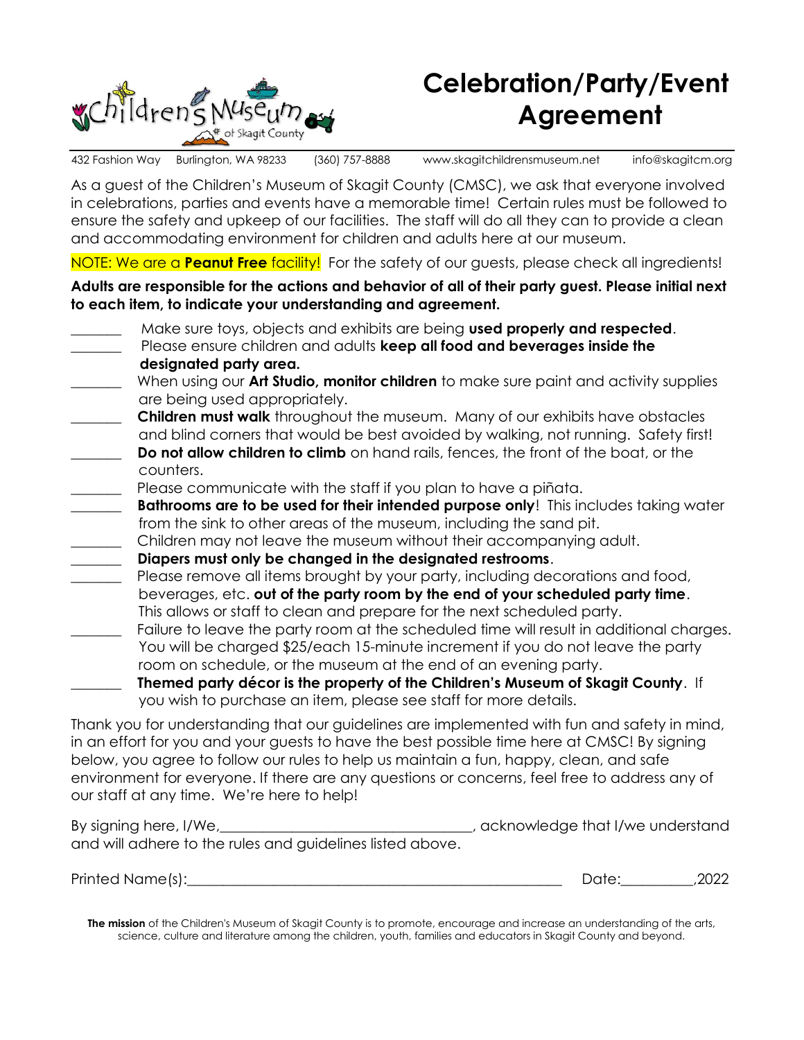# Celebration/Party/Event Agreement

432 Fashion Way Burlington, WA 98233 (360) 757-8888 www.skagitchildrensmuseum.net info@skagitcm.org

As a guest of the Children's Museum of Skagit County (CMSC), we ask that everyone involved in celebrations, parties and events have a memorable time! Certain rules must be followed to ensure the safety and upkeep of our facilities. The staff will do all they can to provide a clean and accommodating environment for children and adults here at our museum.

NOTE: We are a **Peanut Free** facility! For the safety of our guests, please check all ingredients!

**Adults are responsible for the actions and behavior of all of their party guest. Please initial next to each item, to indicate your understanding and agreement.**

_______ Make sure toys, objects and exhibits are being **used properly and respected**.

_______ Please ensure children and adults **keep all food and beverages inside the designated party area.**

_______ When using our **Art Studio, monitor children** to make sure paint and activity supplies are being used appropriately.

_______ **Children must walk** throughout the museum. Many of our exhibits have obstacles and blind corners that would be best avoided by walking, not running. Safety first!

_______ **Do not allow children to climb** on hand rails, fences, the front of the boat, or the counters.

_______ Please communicate with the staff if you plan to have a piñata.

_______ **Bathrooms are to be used for their intended purpose only**! This includes taking water from the sink to other areas of the museum, including the sand pit.

_______ Children may not leave the museum without their accompanying adult.

_______ **Diapers must only be changed in the designated restrooms**.

_______ Please remove all items brought by your party, including decorations and food, beverages, etc. **out of the party room by the end of your scheduled party time**. This allows or staff to clean and prepare for the next scheduled party.

_______ Failure to leave the party room at the scheduled time will result in additional charges. You will be charged $25/each 15-minute increment if you do not leave the party room on schedule, or the museum at the end of an evening party.

_______ **Themed party décor is the property of the Children's Museum of Skagit County**. If you wish to purchase an item, please see staff for more details.

Thank you for understanding that our guidelines are implemented with fun and safety in mind, in an effort for you and your guests to have the best possible time here at CMSC! By signing below, you agree to follow our rules to help us maintain a fun, happy, clean, and safe environment for everyone. If there are any questions or concerns, feel free to address any of our staff at any time. We're here to help!

By signing here, I/We,___________________________________, acknowledge that I/we understand and will adhere to the rules and guidelines listed above.

Printed Name(s):_____________________________________________________ Date:__________,2022

**The mission** of the Children's Museum of Skagit County is to promote, encourage and increase an understanding of the arts, science, culture and literature among the children, youth, families and educators in Skagit County and beyond.